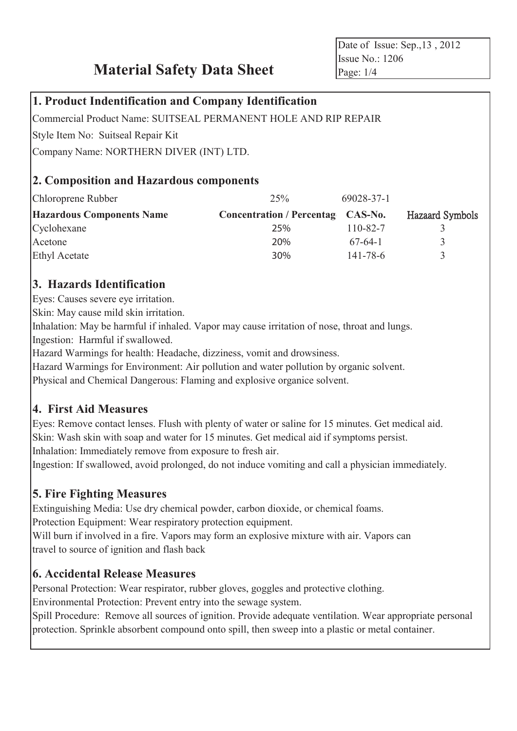# Material Safety Data Sheet

Date of Issue: Sep.,13 , 2012
Issue No.: 1206

## 1. Product Indentification and Company Identification

Commercial Product Name: SUITSEAL PERMANENT HOLE AND RIP REPAIR

Style Item No: Suitseal Repair Kit

Company Name: NORTHERN DIVER (INT) LTD.

## 2. Composition and Hazardous components

| Chloroprene Rubber | 25% | 69028-37-1 | |
|---|---|---|---|
| **Hazardous Components Name** | **Concentration / Percentag** | **CAS-No.** | **Hazaard Symbols** |
| Cyclohexane | 25% | 110-82-7 | 3 |
| Acetone | 20% | 67-64-1 | 3 |
| Ethyl Acetate | 30% | 141-78-6 | 3 |

## 3. Hazards Identification

Eyes: Causes severe eye irritation.

Skin: May cause mild skin irritation.

Inhalation: May be harmful if inhaled. Vapor may cause irritation of nose, throat and lungs.

Ingestion: Harmful if swallowed.

Hazard Warmings for health: Headache, dizziness, vomit and drowsiness.

Hazard Warmings for Environment: Air pollution and water pollution by organic solvent.

Physical and Chemical Dangerous: Flaming and explosive organice solvent.

## 4. First Aid Measures

Eyes: Remove contact lenses. Flush with plenty of water or saline for 15 minutes. Get medical aid.

Skin: Wash skin with soap and water for 15 minutes. Get medical aid if symptoms persist.

Inhalation: Immediately remove from exposure to fresh air.

Ingestion: If swallowed, avoid prolonged, do not induce vomiting and call a physician immediately.

## 5. Fire Fighting Measures

Extinguishing Media: Use dry chemical powder, carbon dioxide, or chemical foams.

Protection Equipment: Wear respiratory protection equipment.

Will burn if involved in a fire. Vapors may form an explosive mixture with air. Vapors can travel to source of ignition and flash back

## 6. Accidental Release Measures

Personal Protection: Wear respirator, rubber gloves, goggles and protective clothing.

Environmental Protection: Prevent entry into the sewage system.

Spill Procedure: Remove all sources of ignition. Provide adequate ventilation. Wear appropriate personal protection. Sprinkle absorbent compound onto spill, then sweep into a plastic or metal container.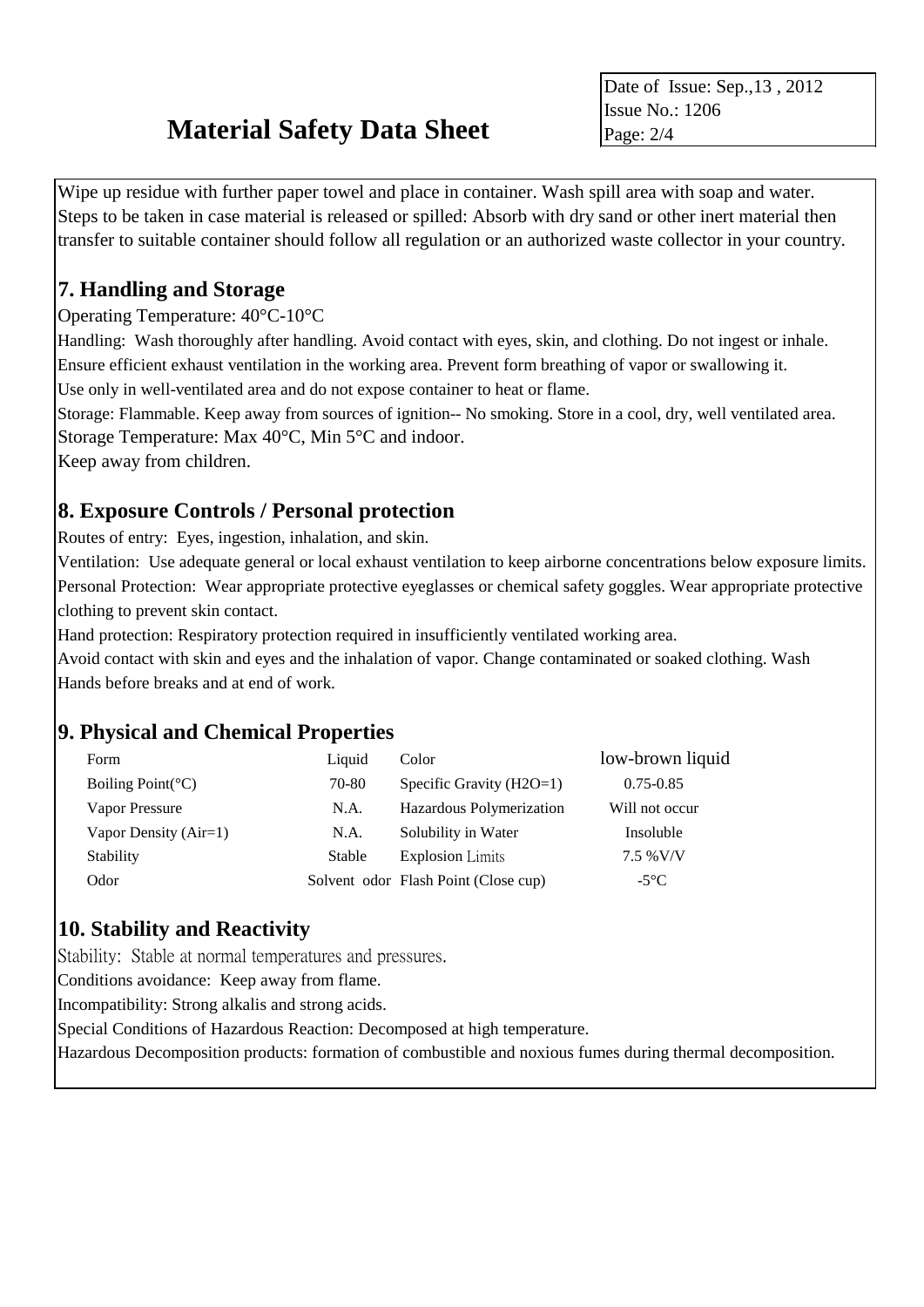Wipe up residue with further paper towel and place in container. Wash spill area with soap and water. Steps to be taken in case material is released or spilled: Absorb with dry sand or other inert material then transfer to suitable container should follow all regulation or an authorized waste collector in your country.

## 7. Handling and Storage

Operating Temperature: 40°C-10°C

Handling: Wash thoroughly after handling. Avoid contact with eyes, skin, and clothing. Do not ingest or inhale. Ensure efficient exhaust ventilation in the working area. Prevent form breathing of vapor or swallowing it.

Use only in well-ventilated area and do not expose container to heat or flame.

Storage: Flammable. Keep away from sources of ignition-- No smoking. Store in a cool, dry, well ventilated area.

Storage Temperature: Max 40°C, Min 5°C and indoor.

Keep away from children.

## 8. Exposure Controls / Personal protection

Routes of entry: Eyes, ingestion, inhalation, and skin.

Ventilation: Use adequate general or local exhaust ventilation to keep airborne concentrations below exposure limits.

Personal Protection: Wear appropriate protective eyeglasses or chemical safety goggles. Wear appropriate protective clothing to prevent skin contact.

Hand protection: Respiratory protection required in insufficiently ventilated working area.

Avoid contact with skin and eyes and the inhalation of vapor. Change contaminated or soaked clothing. Wash Hands before breaks and at end of work.

## 9. Physical and Chemical Properties

| | | | |
|---|---|---|---|
| Form | Liquid | Color | low-brown liquid |
| Boiling Point(°C) | 70-80 | Specific Gravity ($H_2O$=1) | 0.75-0.85 |
| Vapor Pressure | N.A. | Hazardous Polymerization | Will not occur |
| Vapor Density (Air=1) | N.A. | Solubility in Water | Insoluble |
| Stability | Stable | Explosion Limits | 7.5 %V/V |
| Odor | Solvent odor | Flash Point (Close cup) | -5°C |

## 10. Stability and Reactivity

Stability: Stable at normal temperatures and pressures.

Conditions avoidance: Keep away from flame.

Incompatibility: Strong alkalis and strong acids.

Special Conditions of Hazardous Reaction: Decomposed at high temperature.

Hazardous Decomposition products: formation of combustible and noxious fumes during thermal decomposition.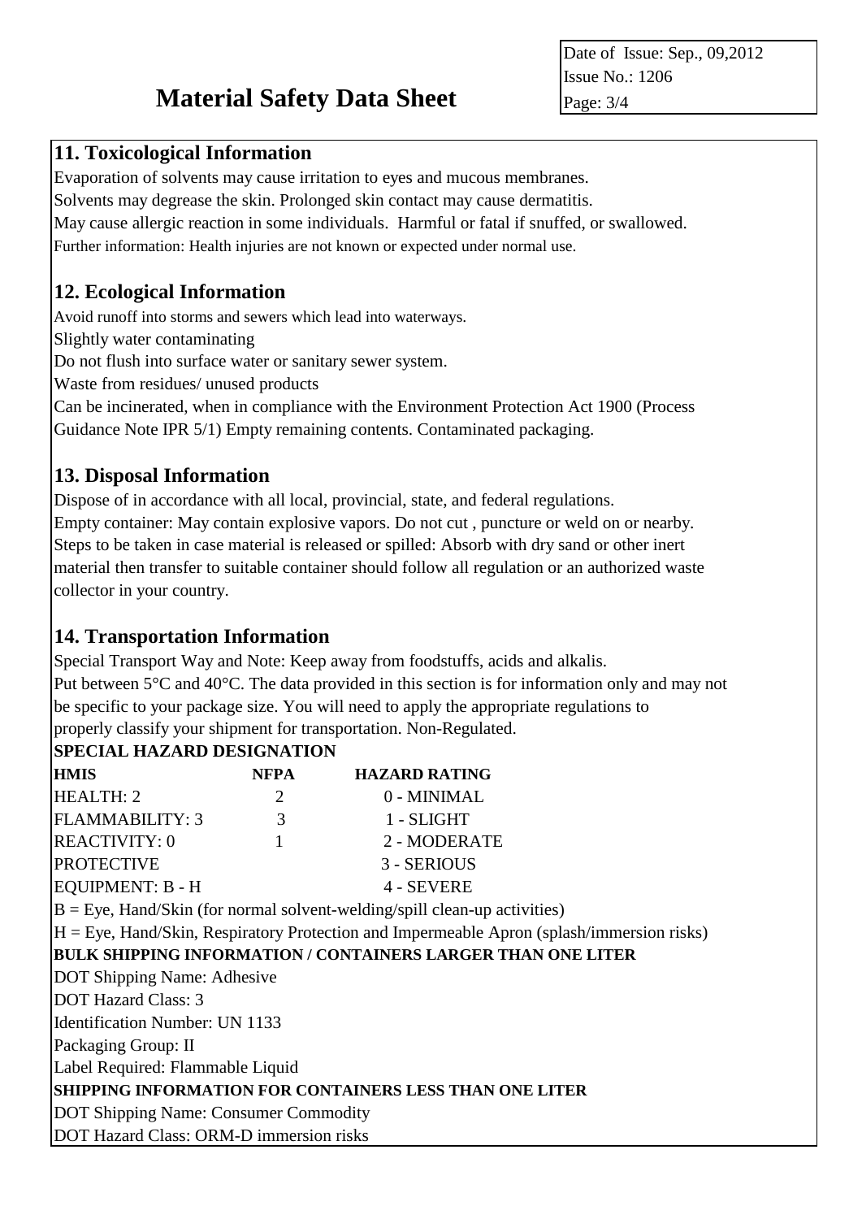# Material Safety Data Sheet

Date of Issue: Sep., 09,2012
Issue No.: 1206

## 11. Toxicological Information

Evaporation of solvents may cause irritation to eyes and mucous membranes.
Solvents may degrease the skin. Prolonged skin contact may cause dermatitis.
May cause allergic reaction in some individuals. Harmful or fatal if snuffed, or swallowed.
Further information: Health injuries are not known or expected under normal use.

## 12. Ecological Information

Avoid runoff into storms and sewers which lead into waterways.
Slightly water contaminating
Do not flush into surface water or sanitary sewer system.
Waste from residues/ unused products
Can be incinerated, when in compliance with the Environment Protection Act 1900 (Process Guidance Note IPR 5/1) Empty remaining contents. Contaminated packaging.

## 13. Disposal Information

Dispose of in accordance with all local, provincial, state, and federal regulations.
Empty container: May contain explosive vapors. Do not cut , puncture or weld on or nearby.
Steps to be taken in case material is released or spilled: Absorb with dry sand or other inert material then transfer to suitable container should follow all regulation or an authorized waste collector in your country.

## 14. Transportation Information

Special Transport Way and Note: Keep away from foodstuffs, acids and alkalis.
Put between 5°C and 40°C. The data provided in this section is for information only and may not be specific to your package size. You will need to apply the appropriate regulations to properly classify your shipment for transportation. Non-Regulated.

**SPECIAL HAZARD DESIGNATION**

| HMIS | NFPA | HAZARD RATING |
|---|---|---|
| HEALTH: 2 | 2 | 0 - MINIMAL |
| FLAMMABILITY: 3 | 3 | 1 - SLIGHT |
| REACTIVITY: 0 | 1 | 2 - MODERATE |
| PROTECTIVE | | 3 - SERIOUS |
| EQUIPMENT: B - H | | 4 - SEVERE |

B = Eye, Hand/Skin (for normal solvent-welding/spill clean-up activities)
H = Eye, Hand/Skin, Respiratory Protection and Impermeable Apron (splash/immersion risks)

**BULK SHIPPING INFORMATION / CONTAINERS LARGER THAN ONE LITER**

DOT Shipping Name: Adhesive
DOT Hazard Class: 3
Identification Number: UN 1133
Packaging Group: II
Label Required: Flammable Liquid

**SHIPPING INFORMATION FOR CONTAINERS LESS THAN ONE LITER**

DOT Shipping Name: Consumer Commodity
DOT Hazard Class: ORM-D immersion risks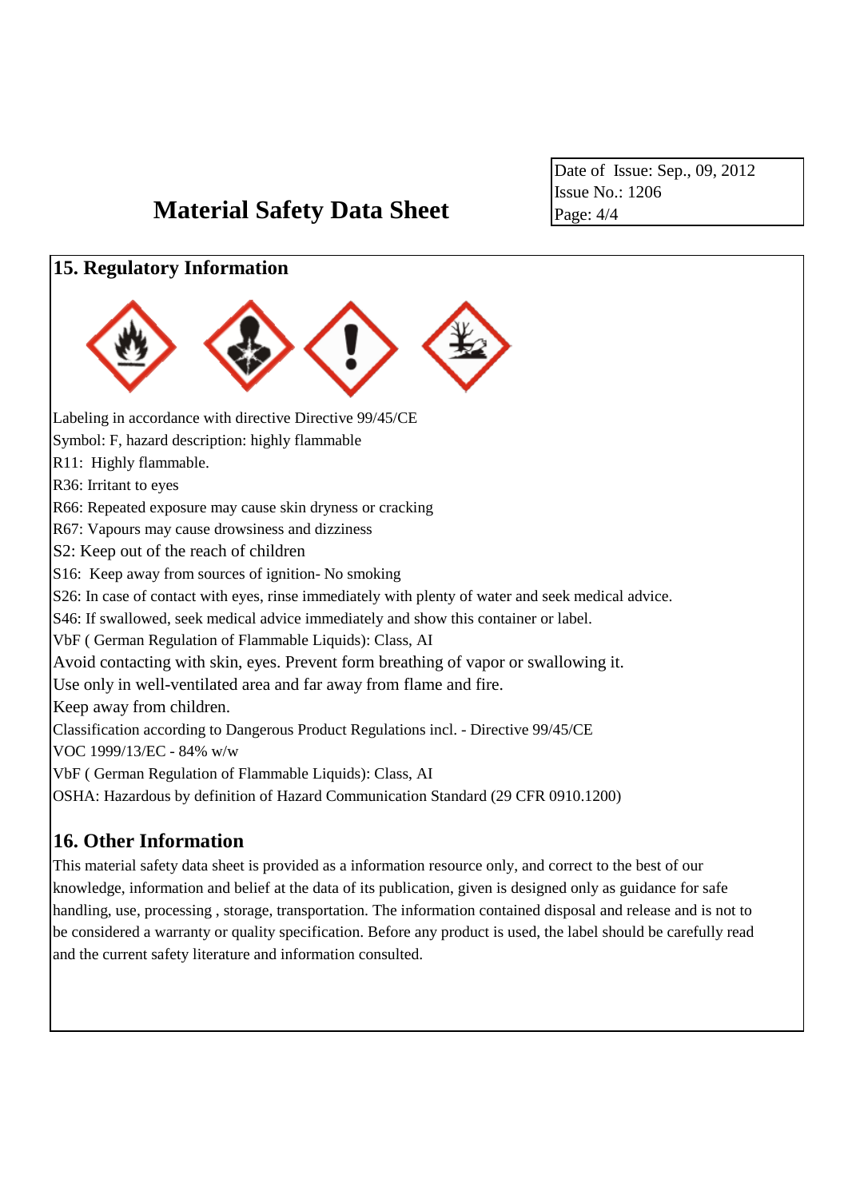# Material Safety Data Sheet

Date of Issue: Sep., 09, 2012
Issue No.: 1206

## 15. Regulatory Information

Labeling in accordance with directive Directive 99/45/CE
Symbol: F, hazard description: highly flammable
R11: Highly flammable.
R36: Irritant to eyes
R66: Repeated exposure may cause skin dryness or cracking
R67: Vapours may cause drowsiness and dizziness
S2: Keep out of the reach of children
S16: Keep away from sources of ignition- No smoking
S26: In case of contact with eyes, rinse immediately with plenty of water and seek medical advice.
S46: If swallowed, seek medical advice immediately and show this container or label.
VbF ( German Regulation of Flammable Liquids): Class, AI
Avoid contacting with skin, eyes. Prevent form breathing of vapor or swallowing it.
Use only in well-ventilated area and far away from flame and fire.
Keep away from children.
Classification according to Dangerous Product Regulations incl. - Directive 99/45/CE
VOC 1999/13/EC - 84% w/w
VbF ( German Regulation of Flammable Liquids): Class, AI
OSHA: Hazardous by definition of Hazard Communication Standard (29 CFR 0910.1200)

## 16. Other Information

This material safety data sheet is provided as a information resource only, and correct to the best of our knowledge, information and belief at the data of its publication, given is designed only as guidance for safe handling, use, processing , storage, transportation. The information contained disposal and release and is not to be considered a warranty or quality specification. Before any product is used, the label should be carefully read and the current safety literature and information consulted.